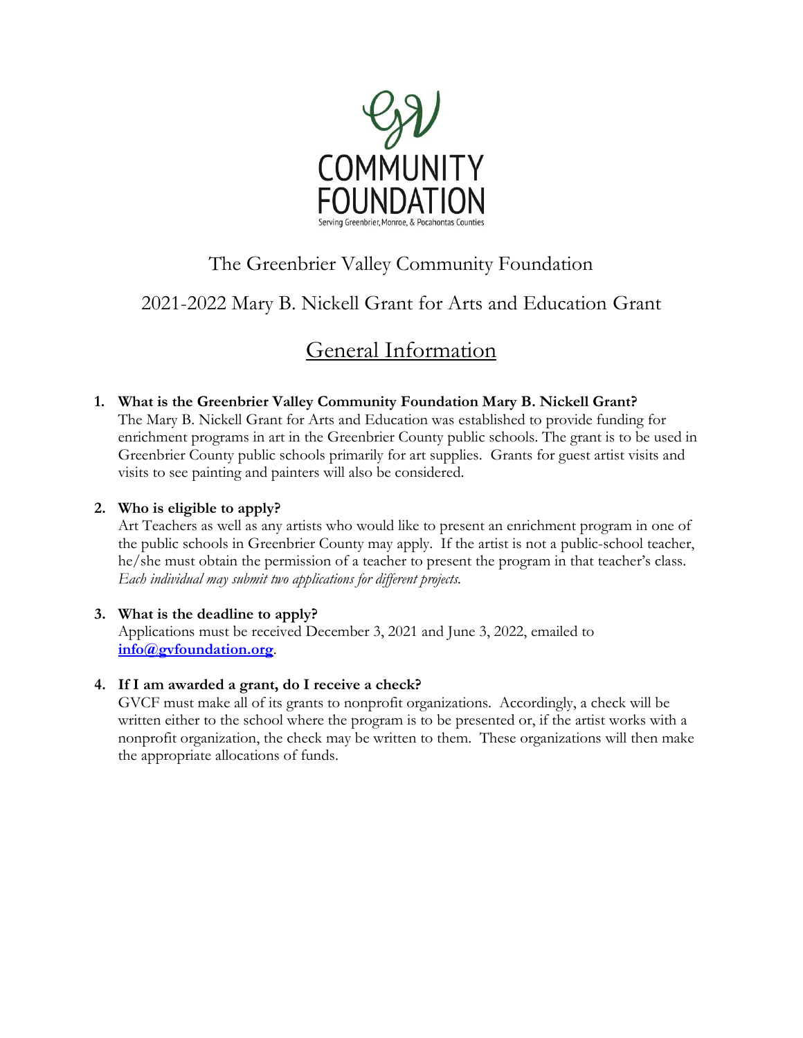COMMUNITY FOUNDATION

Serving Greenbrier, Monroe, & Pocahontas Counties

# The Greenbrier Valley Community Foundation

## 2021-2022 Mary B. Nickell Grant for Arts and Education Grant

## General Information

1. **What is the Greenbrier Valley Community Foundation Mary B. Nickell Grant?**
   The Mary B. Nickell Grant for Arts and Education was established to provide funding for enrichment programs in art in the Greenbrier County public schools. The grant is to be used in Greenbrier County public schools primarily for art supplies. Grants for guest artist visits and visits to see painting and painters will also be considered.

2. **Who is eligible to apply?**
   Art Teachers as well as any artists who would like to present an enrichment program in one of the public schools in Greenbrier County may apply. If the artist is not a public-school teacher, he/she must obtain the permission of a teacher to present the program in that teacher's class. *Each individual may submit two applications for different projects.*

3. **What is the deadline to apply?**
   Applications must be received December 3, 2021 and June 3, 2022, emailed to **info@gvfoundation.org**.

4. **If I am awarded a grant, do I receive a check?**
   GVCF must make all of its grants to nonprofit organizations. Accordingly, a check will be written either to the school where the program is to be presented or, if the artist works with a nonprofit organization, the check may be written to them. These organizations will then make the appropriate allocations of funds.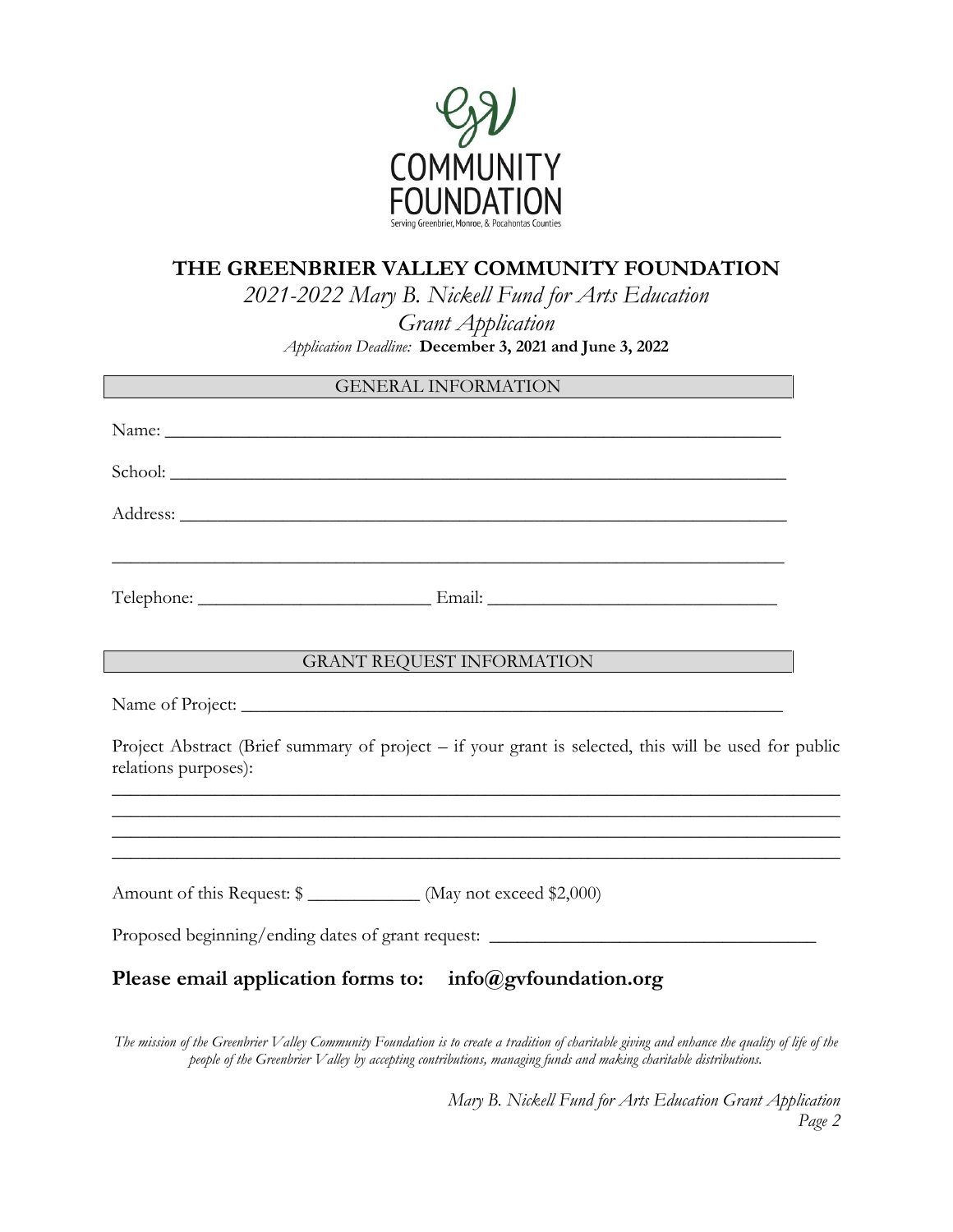# THE GREENBRIER VALLEY COMMUNITY FOUNDATION

*2021-2022 Mary B. Nickell Fund for Arts Education*

*Grant Application*

*Application Deadline:* **December 3, 2021 and June 3, 2022**

## GENERAL INFORMATION

Name: ______________________________________________________________

School: _____________________________________________________________

Address: ____________________________________________________________

___________________________________________________________________

Telephone: ______________________ Email: ____________________________

## GRANT REQUEST INFORMATION

Name of Project: ______________________________________________________

Project Abstract (Brief summary of project – if your grant is selected, this will be used for public relations purposes):

___________________________________________________________________

___________________________________________________________________

___________________________________________________________________

___________________________________________________________________

Amount of this Request: $ ___________ (May not exceed $2,000)

Proposed beginning/ending dates of grant request: ________________________________

**Please email application forms to: info@gvfoundation.org**

*The mission of the Greenbrier Valley Community Foundation is to create a tradition of charitable giving and enhance the quality of life of the people of the Greenbrier Valley by accepting contributions, managing funds and making charitable distributions.*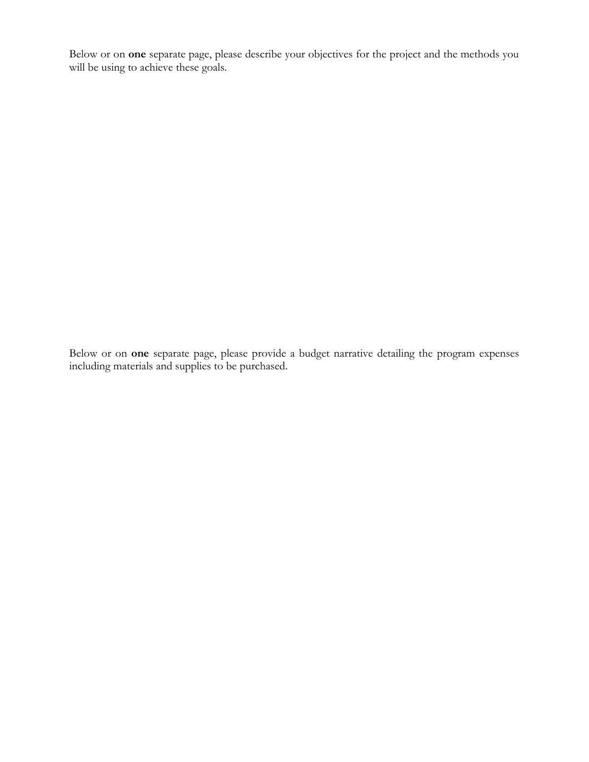Below or on **one** separate page, please describe your objectives for the project and the methods you will be using to achieve these goals.

Below or on **one** separate page, please provide a budget narrative detailing the program expenses including materials and supplies to be purchased.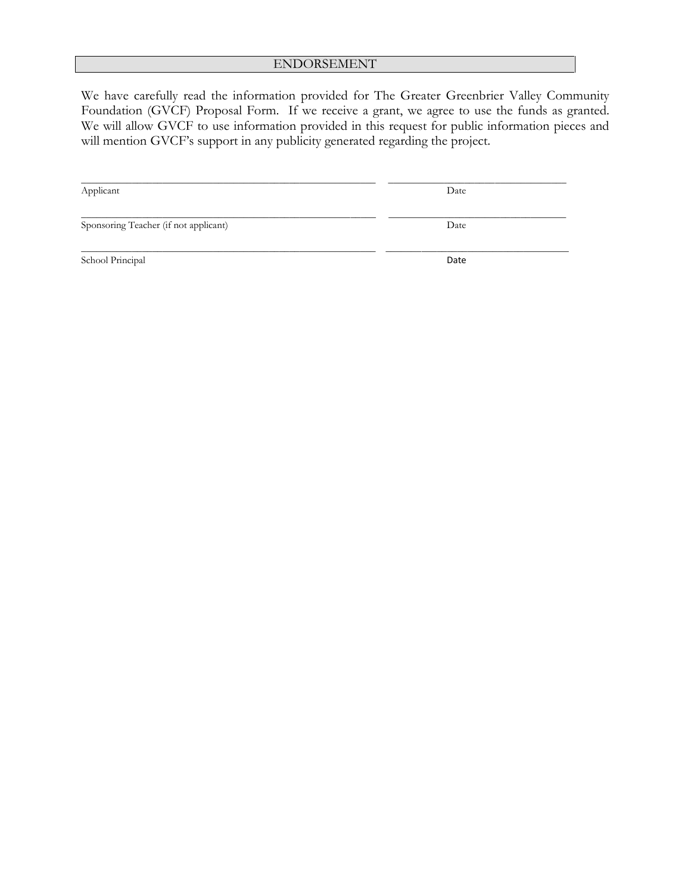## ENDORSEMENT

We have carefully read the information provided for The Greater Greenbrier Valley Community Foundation (GVCF) Proposal Form. If we receive a grant, we agree to use the funds as granted. We will allow GVCF to use information provided in this request for public information pieces and will mention GVCF's support in any publicity generated regarding the project.

| | |
|---|---|
| ______________________________ | ______________________ |
| Applicant | Date |
| ______________________________ | ______________________ |
| Sponsoring Teacher (if not applicant) | Date |
| ______________________________ | ______________________ |
| School Principal | Date |